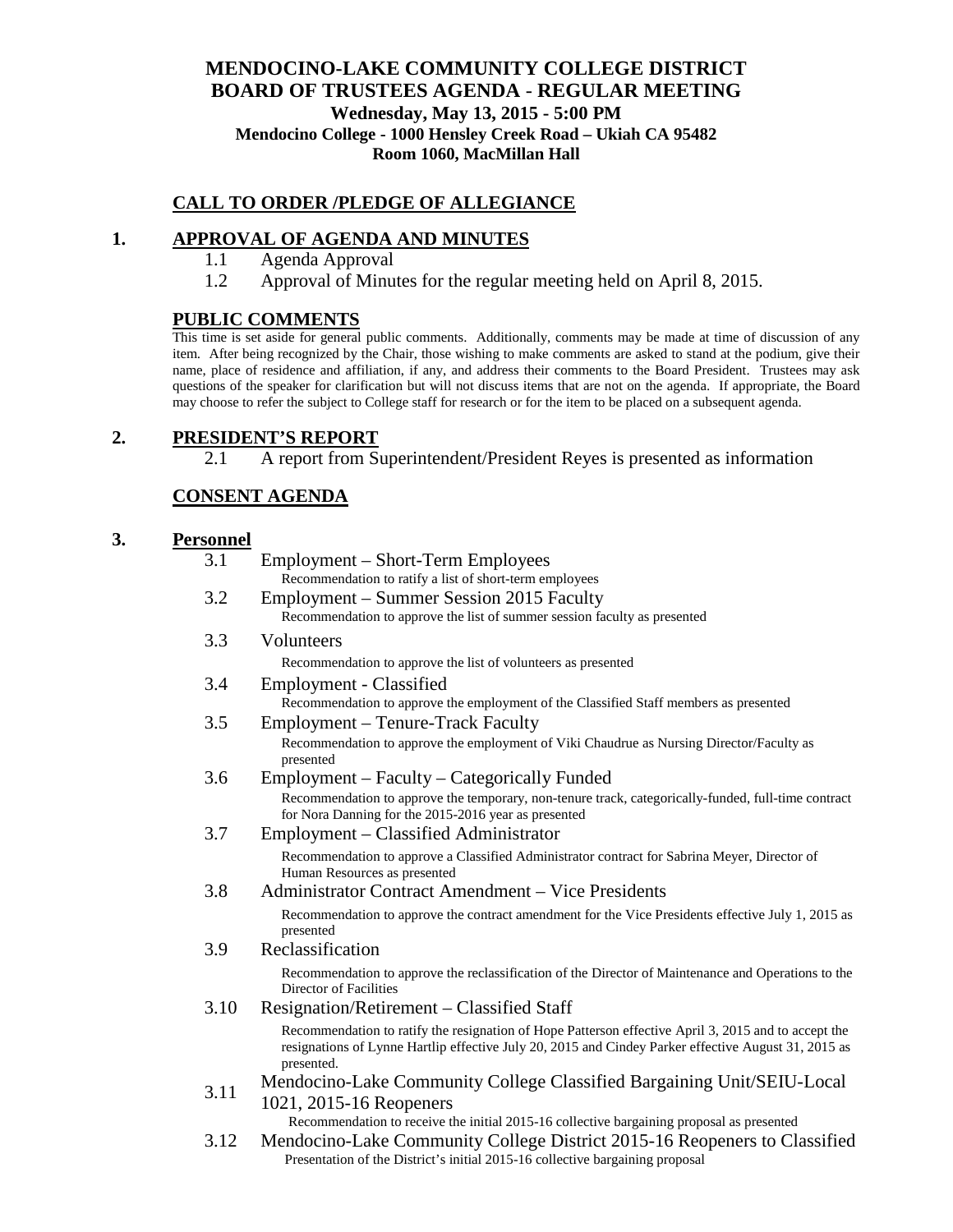# MENDOCINO-LAKE COMMUNITY COLLEGE DISTRICT
# BOARD OF TRUSTEES AGENDA - REGULAR MEETING

**Wednesday, May 13, 2015 - 5:00 PM**
**Mendocino College - 1000 Hensley Creek Road – Ukiah CA 95482**
**Room 1060, MacMillan Hall**

## CALL TO ORDER /PLEDGE OF ALLEGIANCE

## 1. APPROVAL OF AGENDA AND MINUTES

1.1 Agenda Approval

1.2 Approval of Minutes for the regular meeting held on April 8, 2015.

## PUBLIC COMMENTS

This time is set aside for general public comments. Additionally, comments may be made at time of discussion of any item. After being recognized by the Chair, those wishing to make comments are asked to stand at the podium, give their name, place of residence and affiliation, if any, and address their comments to the Board President. Trustees may ask questions of the speaker for clarification but will not discuss items that are not on the agenda. If appropriate, the Board may choose to refer the subject to College staff for research or for the item to be placed on a subsequent agenda.

## 2. PRESIDENT'S REPORT

2.1 A report from Superintendent/President Reyes is presented as information

## CONSENT AGENDA

## 3. Personnel

3.1 Employment – Short-Term Employees
Recommendation to ratify a list of short-term employees

3.2 Employment – Summer Session 2015 Faculty
Recommendation to approve the list of summer session faculty as presented

3.3 Volunteers
Recommendation to approve the list of volunteers as presented

3.4 Employment - Classified
Recommendation to approve the employment of the Classified Staff members as presented

3.5 Employment – Tenure-Track Faculty
Recommendation to approve the employment of Viki Chaudrue as Nursing Director/Faculty as presented

3.6 Employment – Faculty – Categorically Funded
Recommendation to approve the temporary, non-tenure track, categorically-funded, full-time contract for Nora Danning for the 2015-2016 year as presented

3.7 Employment – Classified Administrator
Recommendation to approve a Classified Administrator contract for Sabrina Meyer, Director of Human Resources as presented

3.8 Administrator Contract Amendment – Vice Presidents
Recommendation to approve the contract amendment for the Vice Presidents effective July 1, 2015 as presented

3.9 Reclassification
Recommendation to approve the reclassification of the Director of Maintenance and Operations to the Director of Facilities

3.10 Resignation/Retirement – Classified Staff
Recommendation to ratify the resignation of Hope Patterson effective April 3, 2015 and to accept the resignations of Lynne Hartlip effective July 20, 2015 and Cindey Parker effective August 31, 2015 as presented.

3.11 Mendocino-Lake Community College Classified Bargaining Unit/SEIU-Local 1021, 2015-16 Reopeners
Recommendation to receive the initial 2015-16 collective bargaining proposal as presented

3.12 Mendocino-Lake Community College District 2015-16 Reopeners to Classified
Presentation of the District's initial 2015-16 collective bargaining proposal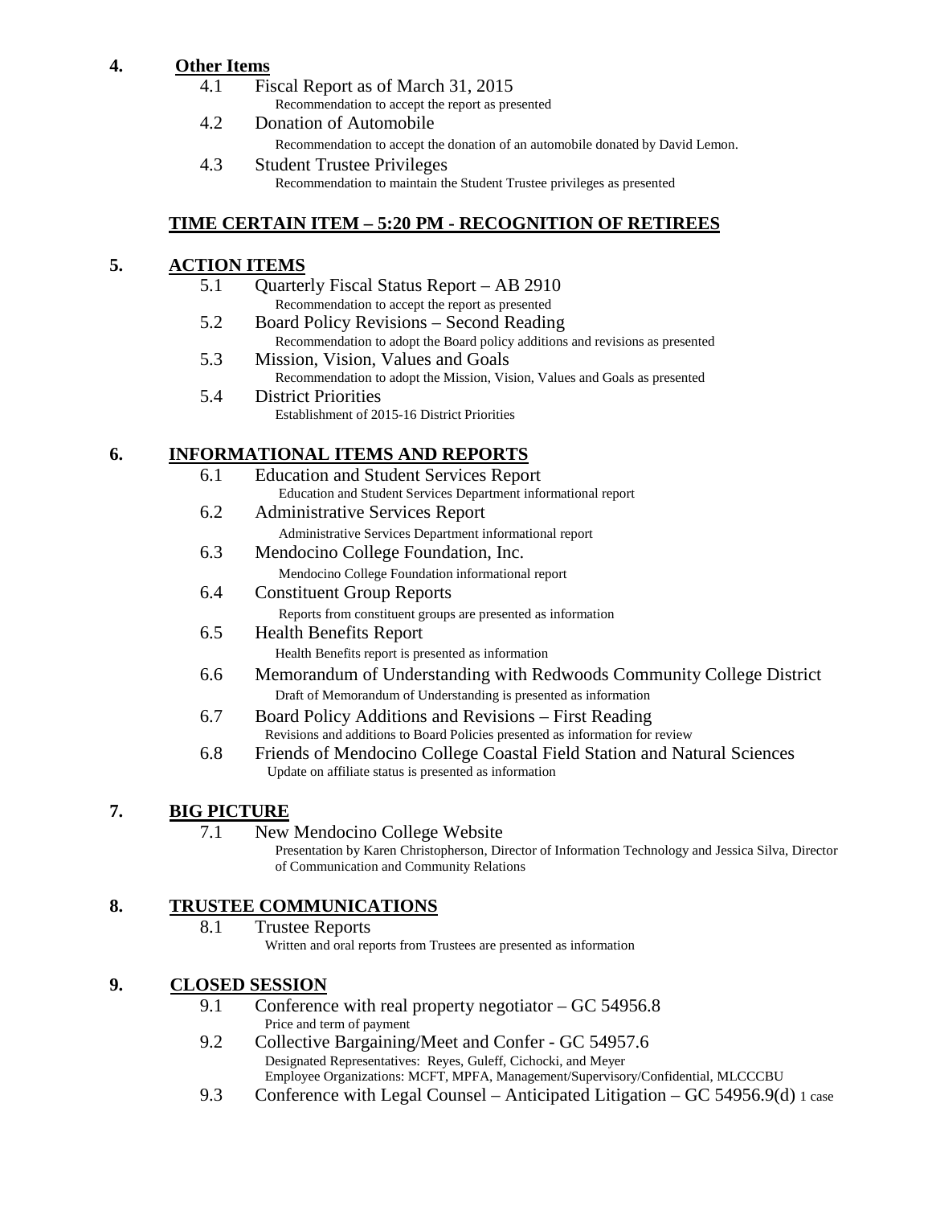## 4. Other Items

- 4.1 Fiscal Report as of March 31, 2015
  - Recommendation to accept the report as presented
- 4.2 Donation of Automobile
  - Recommendation to accept the donation of an automobile donated by David Lemon.
- 4.3 Student Trustee Privileges
  - Recommendation to maintain the Student Trustee privileges as presented

**TIME CERTAIN ITEM – 5:20 PM - RECOGNITION OF RETIREES**

## 5. ACTION ITEMS

- 5.1 Quarterly Fiscal Status Report – AB 2910
  - Recommendation to accept the report as presented
- 5.2 Board Policy Revisions – Second Reading
  - Recommendation to adopt the Board policy additions and revisions as presented
- 5.3 Mission, Vision, Values and Goals
  - Recommendation to adopt the Mission, Vision, Values and Goals as presented
- 5.4 District Priorities
  - Establishment of 2015-16 District Priorities

## 6. INFORMATIONAL ITEMS AND REPORTS

- 6.1 Education and Student Services Report
  - Education and Student Services Department informational report
- 6.2 Administrative Services Report
  - Administrative Services Department informational report
- 6.3 Mendocino College Foundation, Inc.
  - Mendocino College Foundation informational report
- 6.4 Constituent Group Reports
  - Reports from constituent groups are presented as information
- 6.5 Health Benefits Report
  - Health Benefits report is presented as information
- 6.6 Memorandum of Understanding with Redwoods Community College District
  - Draft of Memorandum of Understanding is presented as information
- 6.7 Board Policy Additions and Revisions – First Reading
  - Revisions and additions to Board Policies presented as information for review
- 6.8 Friends of Mendocino College Coastal Field Station and Natural Sciences
  - Update on affiliate status is presented as information

## 7. BIG PICTURE

- 7.1 New Mendocino College Website
  - Presentation by Karen Christopherson, Director of Information Technology and Jessica Silva, Director of Communication and Community Relations

## 8. TRUSTEE COMMUNICATIONS

- 8.1 Trustee Reports
  - Written and oral reports from Trustees are presented as information

## 9. CLOSED SESSION

- 9.1 Conference with real property negotiator – GC 54956.8
  - Price and term of payment
- 9.2 Collective Bargaining/Meet and Confer - GC 54957.6
  - Designated Representatives: Reyes, Guleff, Cichocki, and Meyer
  - Employee Organizations: MCFT, MPFA, Management/Supervisory/Confidential, MLCCCBU
- 9.3 Conference with Legal Counsel – Anticipated Litigation – GC 54956.9(d) 1 case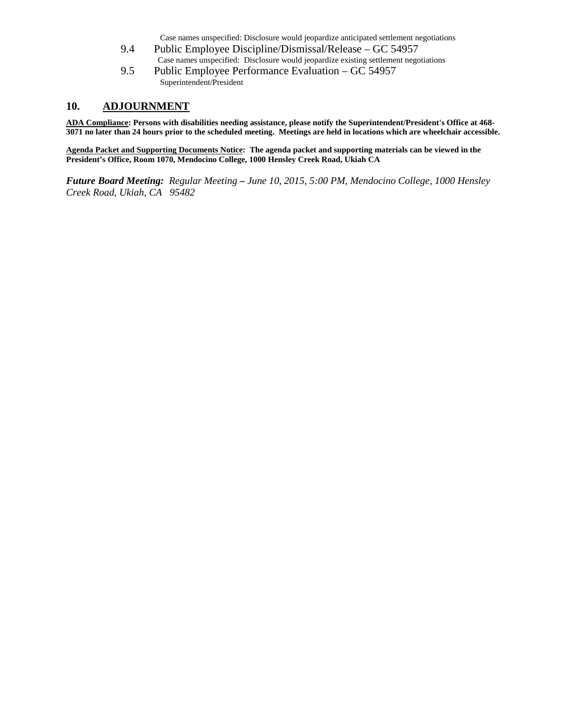Case names unspecified: Disclosure would jeopardize anticipated settlement negotiations

9.4 Public Employee Discipline/Dismissal/Release – GC 54957
Case names unspecified: Disclosure would jeopardize existing settlement negotiations

9.5 Public Employee Performance Evaluation – GC 54957
Superintendent/President

## 10. ADJOURNMENT

**ADA Compliance: Persons with disabilities needing assistance, please notify the Superintendent/President's Office at 468-3071 no later than 24 hours prior to the scheduled meeting. Meetings are held in locations which are wheelchair accessible.**

**Agenda Packet and Supporting Documents Notice: The agenda packet and supporting materials can be viewed in the President's Office, Room 1070, Mendocino College, 1000 Hensley Creek Road, Ukiah CA**

***Future Board Meeting:*** *Regular Meeting – June 10, 2015, 5:00 PM, Mendocino College, 1000 Hensley Creek Road, Ukiah, CA 95482*